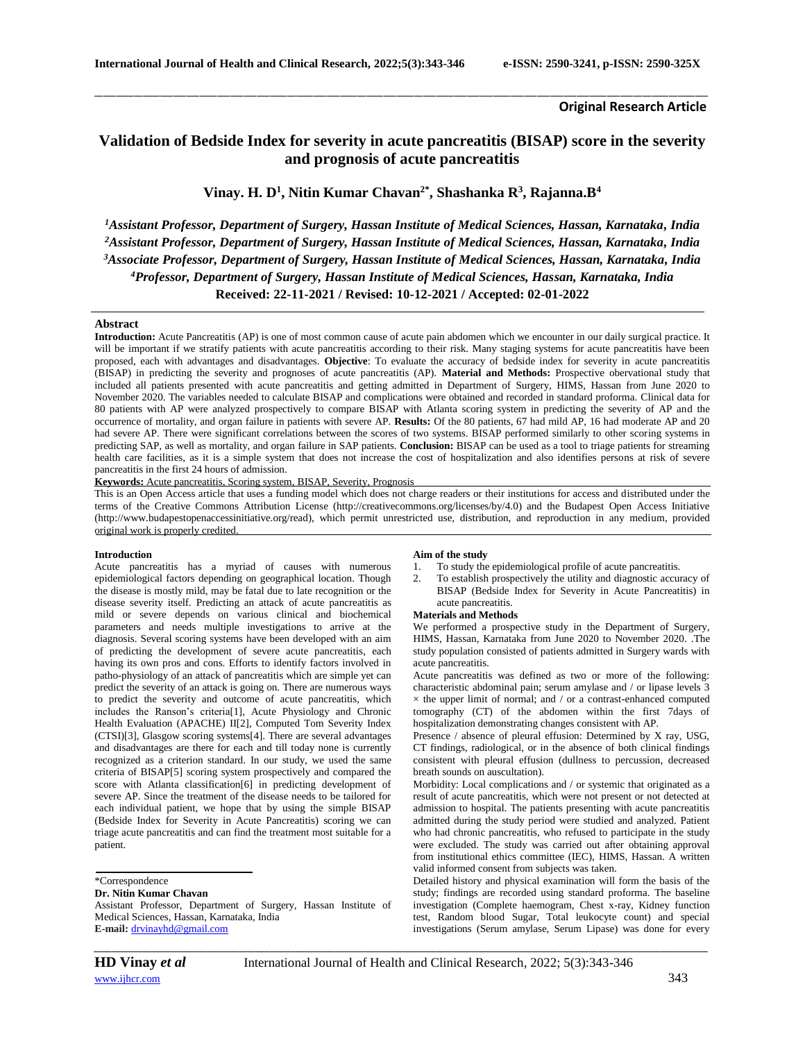**Original Research Article**

# Validation of Bedside Index for severity in acute pancreatitis (BISAP) score in the severity and prognosis of acute pancreatitis

**Vinay. H. D[1], Nitin Kumar Chavan[2*], Shashanka R[3], Rajanna.B[4]**

*[1]Assistant Professor, Department of Surgery, Hassan Institute of Medical Sciences, Hassan, Karnataka, India*
*[2]Assistant Professor, Department of Surgery, Hassan Institute of Medical Sciences, Hassan, Karnataka, India*
*[3]Associate Professor, Department of Surgery, Hassan Institute of Medical Sciences, Hassan, Karnataka, India*
*[4]Professor, Department of Surgery, Hassan Institute of Medical Sciences, Hassan, Karnataka, India*

**Received: 22-11-2021 / Revised: 10-12-2021 / Accepted: 02-01-2022**

## Abstract

**Introduction:** Acute Pancreatitis (AP) is one of most common cause of acute pain abdomen which we encounter in our daily surgical practice. It will be important if we stratify patients with acute pancreatitis according to their risk. Many staging systems for acute pancreatitis have been proposed, each with advantages and disadvantages. **Objective**: To evaluate the accuracy of bedside index for severity in acute pancreatitis (BISAP) in predicting the severity and prognoses of acute pancreatitis (AP). **Material and Methods:** Prospective obervational study that included all patients presented with acute pancreatitis and getting admitted in Department of Surgery, HIMS, Hassan from June 2020 to November 2020. The variables needed to calculate BISAP and complications were obtained and recorded in standard proforma. Clinical data for 80 patients with AP were analyzed prospectively to compare BISAP with Atlanta scoring system in predicting the severity of AP and the occurrence of mortality, and organ failure in patients with severe AP. **Results:** Of the 80 patients, 67 had mild AP, 16 had moderate AP and 20 had severe AP. There were significant correlations between the scores of two systems. BISAP performed similarly to other scoring systems in predicting SAP, as well as mortality, and organ failure in SAP patients. **Conclusion:** BISAP can be used as a tool to triage patients for streaming health care facilities, as it is a simple system that does not increase the cost of hospitalization and also identifies persons at risk of severe pancreatitis in the first 24 hours of admission.

**Keywords:** Acute pancreatitis, Scoring system, BISAP, Severity, Prognosis

This is an Open Access article that uses a funding model which does not charge readers or their institutions for access and distributed under the terms of the Creative Commons Attribution License (http://creativecommons.org/licenses/by/4.0) and the Budapest Open Access Initiative (http://www.budapestopenaccessinitiative.org/read), which permit unrestricted use, distribution, and reproduction in any medium, provided original work is properly credited.

## Introduction

Acute pancreatitis has a myriad of causes with numerous epidemiological factors depending on geographical location. Though the disease is mostly mild, may be fatal due to late recognition or the disease severity itself. Predicting an attack of acute pancreatitis as mild or severe depends on various clinical and biochemical parameters and needs multiple investigations to arrive at the diagnosis. Several scoring systems have been developed with an aim of predicting the development of severe acute pancreatitis, each having its own pros and cons. Efforts to identify factors involved in patho-physiology of an attack of pancreatitis which are simple yet can predict the severity of an attack is going on. There are numerous ways to predict the severity and outcome of acute pancreatitis, which includes the Ranson's criteria[1], Acute Physiology and Chronic Health Evaluation (APACHE) II[2], Computed Tom Severity Index (CTSI)[3], Glasgow scoring systems[4]. There are several advantages and disadvantages are there for each and till today none is currently recognized as a criterion standard. In our study, we used the same criteria of BISAP[5] scoring system prospectively and compared the score with Atlanta classification[6] in predicting development of severe AP. Since the treatment of the disease needs to be tailored for each individual patient, we hope that by using the simple BISAP (Bedside Index for Severity in Acute Pancreatitis) scoring we can triage acute pancreatitis and can find the treatment most suitable for a patient.

\*Correspondence
**Dr. Nitin Kumar Chavan**
Assistant Professor, Department of Surgery, Hassan Institute of Medical Sciences, Hassan, Karnataka, India
**E-mail:** drvinayhd@gmail.com

## Aim of the study

1. To study the epidemiological profile of acute pancreatitis.
2. To establish prospectively the utility and diagnostic accuracy of BISAP (Bedside Index for Severity in Acute Pancreatitis) in acute pancreatitis.

## Materials and Methods

We performed a prospective study in the Department of Surgery, HIMS, Hassan, Karnataka from June 2020 to November 2020. .The study population consisted of patients admitted in Surgery wards with acute pancreatitis.

Acute pancreatitis was defined as two or more of the following: characteristic abdominal pain; serum amylase and / or lipase levels 3 $\times$ the upper limit of normal; and / or a contrast-enhanced computed tomography (CT) of the abdomen within the first 7days of hospitalization demonstrating changes consistent with AP.

Presence / absence of pleural effusion: Determined by X ray, USG, CT findings, radiological, or in the absence of both clinical findings consistent with pleural effusion (dullness to percussion, decreased breath sounds on auscultation).

Morbidity: Local complications and / or systemic that originated as a result of acute pancreatitis, which were not present or not detected at admission to hospital. The patients presenting with acute pancreatitis admitted during the study period were studied and analyzed. Patient who had chronic pancreatitis, who refused to participate in the study were excluded. The study was carried out after obtaining approval from institutional ethics committee (IEC), HIMS, Hassan. A written valid informed consent from subjects was taken.

Detailed history and physical examination will form the basis of the study; findings are recorded using standard proforma. The baseline investigation (Complete haemogram, Chest x-ray, Kidney function test, Random blood Sugar, Total leukocyte count) and special investigations (Serum amylase, Serum Lipase) was done for every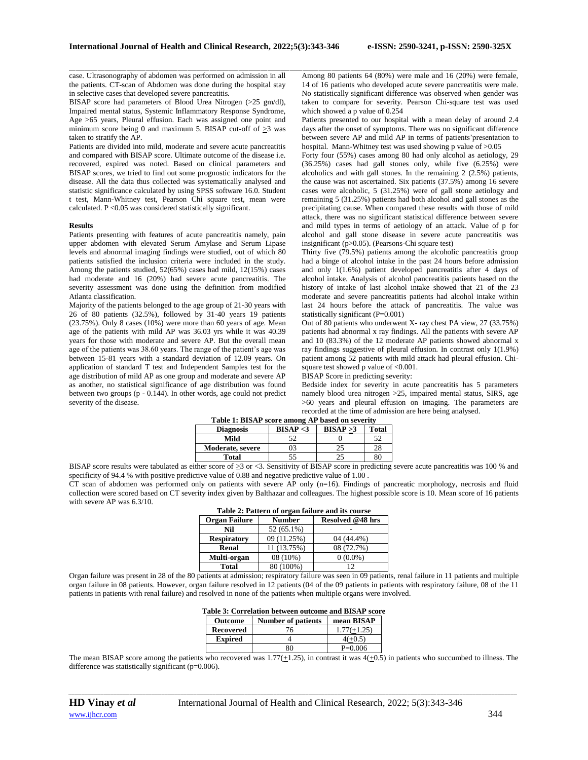case. Ultrasonography of abdomen was performed on admission in all the patients. CT-scan of Abdomen was done during the hospital stay in selective cases that developed severe pancreatitis.

BISAP score had parameters of Blood Urea Nitrogen (>25 gm/dl), Impaired mental status, Systemic Inflammatory Response Syndrome, Age >65 years, Pleural effusion. Each was assigned one point and minimum score being 0 and maximum 5. BISAP cut-off of ≥3 was taken to stratify the AP.

Patients are divided into mild, moderate and severe acute pancreatitis and compared with BISAP score. Ultimate outcome of the disease i.e. recovered, expired was noted. Based on clinical parameters and BISAP scores, we tried to find out some prognostic indicators for the disease. All the data thus collected was systematically analysed and statistic significance calculated by using SPSS software 16.0. Student t test, Mann-Whitney test, Pearson Chi square test, mean were calculated. P <0.05 was considered statistically significant.

#### Results

Patients presenting with features of acute pancreatitis namely, pain upper abdomen with elevated Serum Amylase and Serum Lipase levels and abnormal imaging findings were studied, out of which 80 patients satisfied the inclusion criteria were included in the study. Among the patients studied, 52(65%) cases had mild, 12(15%) cases had moderate and 16 (20%) had severe acute pancreatitis. The severity assessment was done using the definition from modified Atlanta classification.

Majority of the patients belonged to the age group of 21-30 years with 26 of 80 patients (32.5%), followed by 31-40 years 19 patients (23.75%). Only 8 cases (10%) were more than 60 years of age. Mean age of the patients with mild AP was 36.03 yrs while it was 40.39 years for those with moderate and severe AP. But the overall mean age of the patients was 38.60 years. The range of the patient's age was between 15-81 years with a standard deviation of 12.09 years. On application of standard T test and Independent Samples test for the age distribution of mild AP as one group and moderate and severe AP as another, no statistical significance of age distribution was found between two groups (p - 0.144). In other words, age could not predict severity of the disease.

Among 80 patients 64 (80%) were male and 16 (20%) were female, 14 of 16 patients who developed acute severe pancreatitis were male. No statistically significant difference was observed when gender was taken to compare for severity. Pearson Chi-square test was used which showed a p value of 0.254

Patients presented to our hospital with a mean delay of around 2.4 days after the onset of symptoms. There was no significant difference between severe AP and mild AP in terms of patients'presentation to hospital. Mann-Whitney test was used showing p value of >0.05

Forty four (55%) cases among 80 had only alcohol as aetiology, 29 (36.25%) cases had gall stones only, while five (6.25%) were alcoholics and with gall stones. In the remaining 2 (2.5%) patients, the cause was not ascertained. Six patients (37.5%) among 16 severe cases were alcoholic, 5 (31.25%) were of gall stone aetiology and remaining 5 (31.25%) patients had both alcohol and gall stones as the precipitating cause. When compared these results with those of mild attack, there was no significant statistical difference between severe and mild types in terms of aetiology of an attack. Value of p for alcohol and gall stone disease in severe acute pancreatitis was insignificant (p>0.05). (Pearsons-Chi square test)

Thirty five (79.5%) patients among the alcoholic pancreatitis group had a binge of alcohol intake in the past 24 hours before admission and only 1(1.6%) patient developed pancreatitis after 4 days of alcohol intake. Analysis of alcohol pancreatitis patients based on the history of intake of last alcohol intake showed that 21 of the 23 moderate and severe pancreatitis patients had alcohol intake within last 24 hours before the attack of pancreatitis. The value was statistically significant (P=0.001)

Out of 80 patients who underwent X- ray chest PA view, 27 (33.75%) patients had abnormal x ray findings. All the patients with severe AP and 10 (83.3%) of the 12 moderate AP patients showed abnormal x ray findings suggestive of pleural effusion. In contrast only 1(1.9%) patient among 52 patients with mild attack had pleural effusion. Chi-square test showed p value of <0.001.

BISAP Score in predicting severity:

Bedside index for severity in acute pancreatitis has 5 parameters namely blood urea nitrogen >25, impaired mental status, SIRS, age >60 years and pleural effusion on imaging. The parameters are recorded at the time of admission are here being analysed.

**Table 1: BISAP score among AP based on severity**

| Diagnosis | BISAP <3 | BISAP ≥3 | Total |
|---|---|---|---|
| Mild | 52 | 0 | 52 |
| Moderate, severe | 03 | 25 | 28 |
| Total | 55 | 25 | 80 |

BISAP score results were tabulated as either score of ≥3 or <3. Sensitivity of BISAP score in predicting severe acute pancreatitis was 100 % and specificity of 94.4 % with positive predictive value of 0.88 and negative predictive value of 1.00 .

CT scan of abdomen was performed only on patients with severe AP only (n=16). Findings of pancreatic morphology, necrosis and fluid collection were scored based on CT severity index given by Balthazar and colleagues. The highest possible score is 10. Mean score of 16 patients with severe AP was 6.3/10.

**Table 2: Pattern of organ failure and its course**

| Organ Failure | Number | Resolved @48 hrs |
|---|---|---|
| Nil | 52 (65.1%) | - |
| Respiratory | 09 (11.25%) | 04 (44.4%) |
| Renal | 11 (13.75%) | 08 (72.7%) |
| Multi-organ | 08 (10%) | 0 (0.0%) |
| Total | 80 (100%) | 12 |

Organ failure was present in 28 of the 80 patients at admission; respiratory failure was seen in 09 patients, renal failure in 11 patients and multiple organ failure in 08 patients. However, organ failure resolved in 12 patients (04 of the 09 patients in patients with respiratory failure, 08 of the 11 patients in patients with renal failure) and resolved in none of the patients when multiple organs were involved.

**Table 3: Correlation between outcome and BISAP score**

| Outcome | Number of patients | mean BISAP |
|---|---|---|
| Recovered | 76 | 1.77(±1.25) |
| Expired | 4 | 4(±0.5) |
| | 80 | P=0.006 |

The mean BISAP score among the patients who recovered was 1.77(±1.25), in contrast it was 4(±0.5) in patients who succumbed to illness. The difference was statistically significant (p=0.006).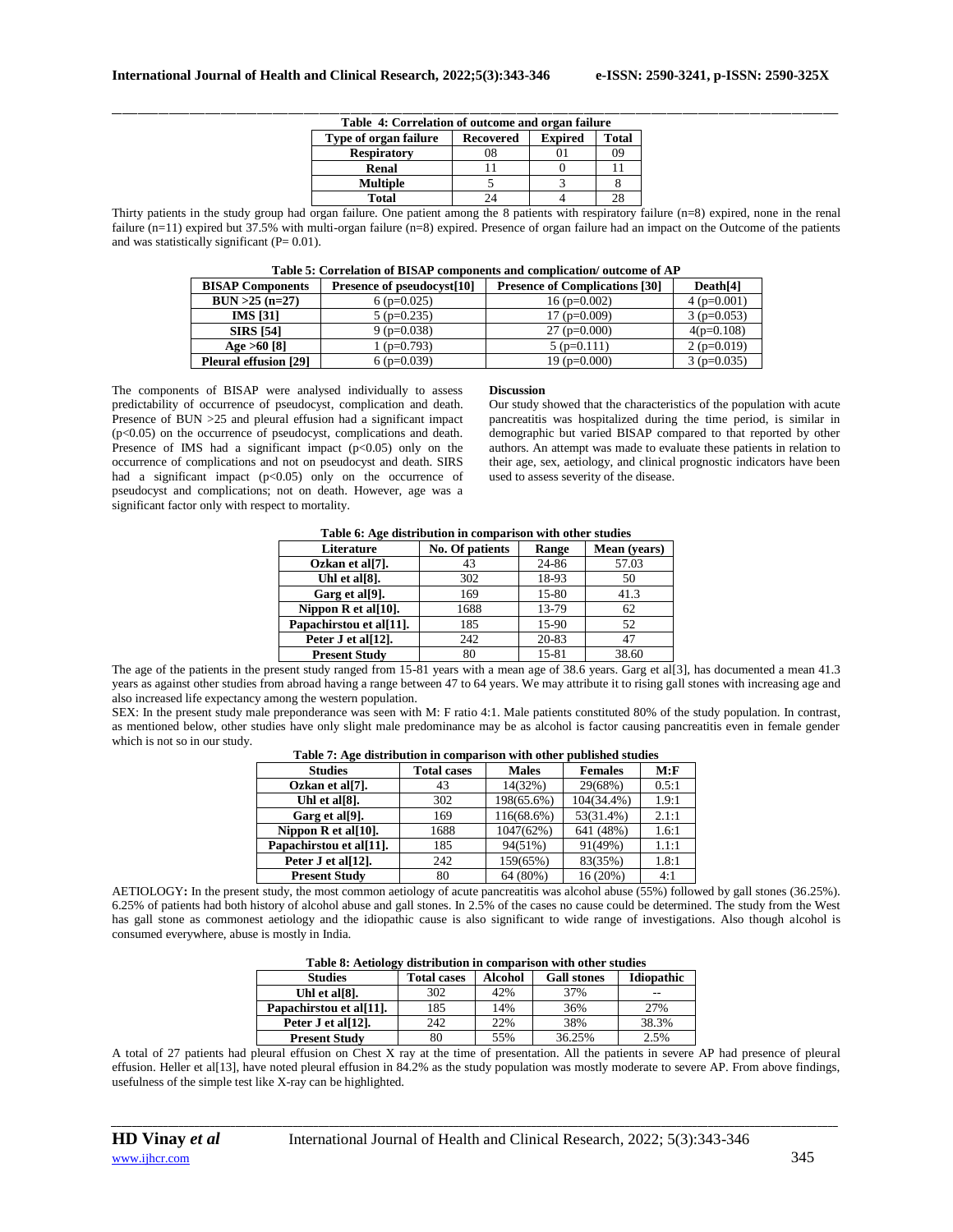**Table 4: Correlation of outcome and organ failure**

| Type of organ failure | Recovered | Expired | Total |
|---|---|---|---|
| Respiratory | 08 | 01 | 09 |
| Renal | 11 | 0 | 11 |
| Multiple | 5 | 3 | 8 |
| Total | 24 | 4 | 28 |

Thirty patients in the study group had organ failure. One patient among the 8 patients with respiratory failure (n=8) expired, none in the renal failure (n=11) expired but 37.5% with multi-organ failure (n=8) expired. Presence of organ failure had an impact on the Outcome of the patients and was statistically significant (P= 0.01).

**Table 5: Correlation of BISAP components and complication/ outcome of AP**

| BISAP Components | Presence of pseudocyst[10] | Presence of Complications [30] | Death[4] |
|---|---|---|---|
| BUN >25 (n=27) | 6 (p=0.025) | 16 (p=0.002) | 4 (p=0.001) |
| IMS [31] | 5 (p=0.235) | 17 (p=0.009) | 3 (p=0.053) |
| SIRS [54] | 9 (p=0.038) | 27 (p=0.000) | 4(p=0.108) |
| Age >60 [8] | 1 (p=0.793) | 5 (p=0.111) | 2 (p=0.019) |
| Pleural effusion [29] | 6 (p=0.039) | 19 (p=0.000) | 3 (p=0.035) |

The components of BISAP were analysed individually to assess predictability of occurrence of pseudocyst, complication and death. Presence of BUN >25 and pleural effusion had a significant impact ($p<0.05$) on the occurrence of pseudocyst, complications and death. Presence of IMS had a significant impact ($p<0.05$) only on the occurrence of complications and not on pseudocyst and death. SIRS had a significant impact ($p<0.05$) only on the occurrence of pseudocyst and complications; not on death. However, age was a significant factor only with respect to mortality.

**Discussion**

Our study showed that the characteristics of the population with acute pancreatitis was hospitalized during the time period, is similar in demographic but varied BISAP compared to that reported by other authors. An attempt was made to evaluate these patients in relation to their age, sex, aetiology, and clinical prognostic indicators have been used to assess severity of the disease.

**Table 6: Age distribution in comparison with other studies**

| Literature | No. Of patients | Range | Mean (years) |
|---|---|---|---|
| Ozkan et al[7]. | 43 | 24-86 | 57.03 |
| Uhl et al[8]. | 302 | 18-93 | 50 |
| Garg et al[9]. | 169 | 15-80 | 41.3 |
| Nippon R et al[10]. | 1688 | 13-79 | 62 |
| Papachirstou et al[11]. | 185 | 15-90 | 52 |
| Peter J et al[12]. | 242 | 20-83 | 47 |
| Present Study | 80 | 15-81 | 38.60 |

The age of the patients in the present study ranged from 15-81 years with a mean age of 38.6 years. Garg et al[3], has documented a mean 41.3 years as against other studies from abroad having a range between 47 to 64 years. We may attribute it to rising gall stones with increasing age and also increased life expectancy among the western population.

SEX: In the present study male preponderance was seen with M: F ratio 4:1. Male patients constituted 80% of the study population. In contrast, as mentioned below, other studies have only slight male predominance may be as alcohol is factor causing pancreatitis even in female gender which is not so in our study.

**Table 7: Age distribution in comparison with other published studies**

| Studies | Total cases | Males | Females | M:F |
|---|---|---|---|---|
| Ozkan et al[7]. | 43 | 14(32%) | 29(68%) | 0.5:1 |
| Uhl et al[8]. | 302 | 198(65.6%) | 104(34.4%) | 1.9:1 |
| Garg et al[9]. | 169 | 116(68.6%) | 53(31.4%) | 2.1:1 |
| Nippon R et al[10]. | 1688 | 1047(62%) | 641 (48%) | 1.6:1 |
| Papachirstou et al[11]. | 185 | 94(51%) | 91(49%) | 1.1:1 |
| Peter J et al[12]. | 242 | 159(65%) | 83(35%) | 1.8:1 |
| Present Study | 80 | 64 (80%) | 16 (20%) | 4:1 |

**AETIOLOGY:** In the present study, the most common aetiology of acute pancreatitis was alcohol abuse (55%) followed by gall stones (36.25%). 6.25% of patients had both history of alcohol abuse and gall stones. In 2.5% of the cases no cause could be determined. The study from the West has gall stone as commonest aetiology and the idiopathic cause is also significant to wide range of investigations. Also though alcohol is consumed everywhere, abuse is mostly in India.

**Table 8: Aetiology distribution in comparison with other studies**

| Studies | Total cases | Alcohol | Gall stones | Idiopathic |
|---|---|---|---|---|
| Uhl et al[8]. | 302 | 42% | 37% | -- |
| Papachirstou et al[11]. | 185 | 14% | 36% | 27% |
| Peter J et al[12]. | 242 | 22% | 38% | 38.3% |
| Present Study | 80 | 55% | 36.25% | 2.5% |

A total of 27 patients had pleural effusion on Chest X ray at the time of presentation. All the patients in severe AP had presence of pleural effusion. Heller et al[13], have noted pleural effusion in 84.2% as the study population was mostly moderate to severe AP. From above findings, usefulness of the simple test like X-ray can be highlighted.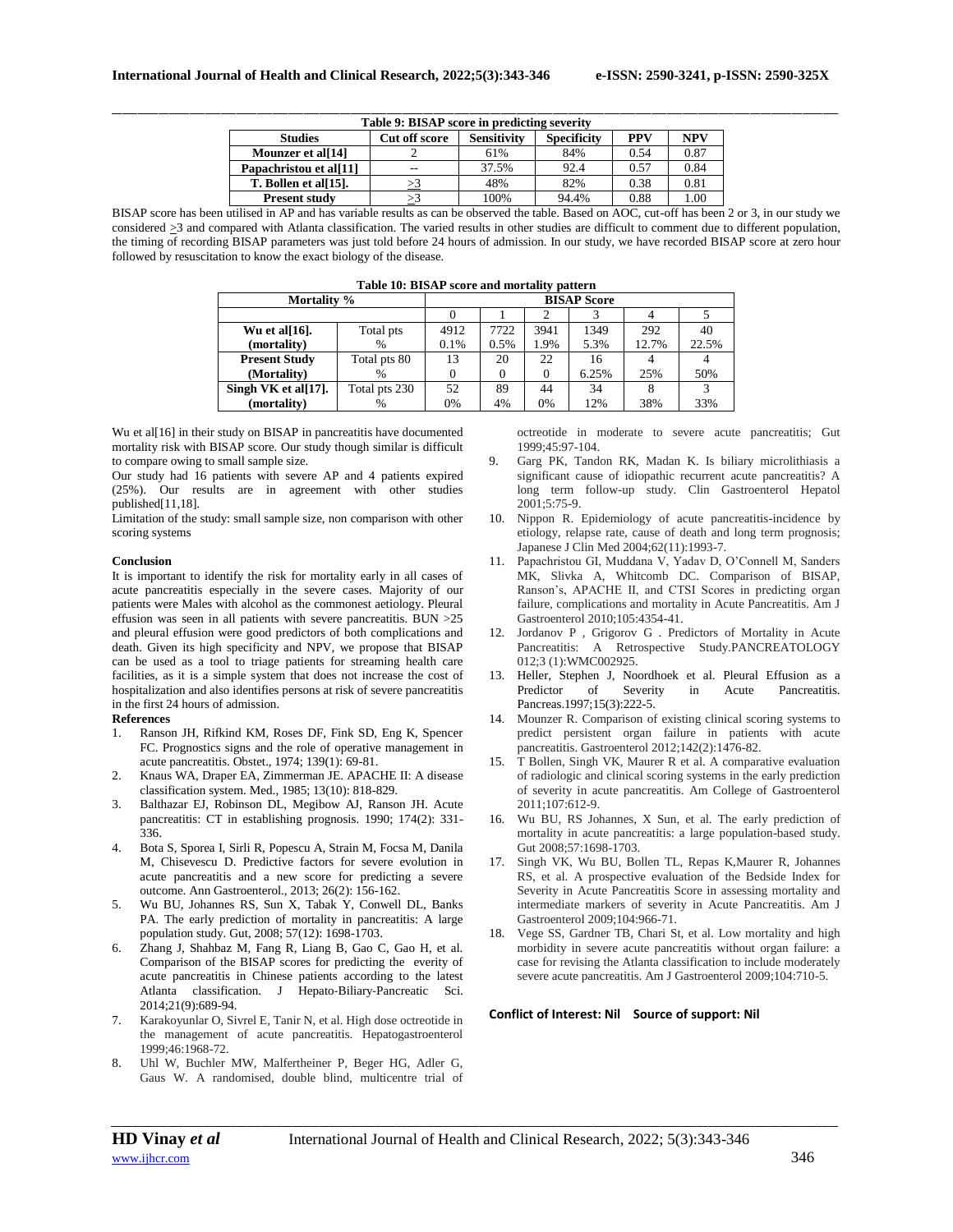**Table 9: BISAP score in predicting severity**

| Studies | Cut off score | Sensitivity | Specificity | PPV | NPV |
|---|---|---|---|---|---|
| Mounzer et al[14] | 2 | 61% | 84% | 0.54 | 0.87 |
| Papachristou et al[11] | -- | 37.5% | 92.4 | 0.57 | 0.84 |
| T. Bollen et al[15]. | >3 | 48% | 82% | 0.38 | 0.81 |
| Present study | >3 | 100% | 94.4% | 0.88 | 1.00 |

BISAP score has been utilised in AP and has variable results as can be observed the table. Based on AOC, cut-off has been 2 or 3, in our study we considered >3 and compared with Atlanta classification. The varied results in other studies are difficult to comment due to different population, the timing of recording BISAP parameters was just told before 24 hours of admission. In our study, we have recorded BISAP score at zero hour followed by resuscitation to know the exact biology of the disease.

**Table 10: BISAP score and mortality pattern**

| Mortality % | | BISAP Score | | | | | |
|---|---|---|---|---|---|---|---|
| | | 0 | 1 | 2 | 3 | 4 | 5 |
| Wu et al[16]. (mortality) | Total pts | 4912 | 7722 | 3941 | 1349 | 292 | 40 |
| | % | 0.1% | 0.5% | 1.9% | 5.3% | 12.7% | 22.5% |
| Present Study (Mortality) | Total pts 80 | 13 | 20 | 22 | 16 | 4 | 4 |
| | % | 0 | 0 | 0 | 6.25% | 25% | 50% |
| Singh VK et al[17]. (mortality) | Total pts 230 | 52 | 89 | 44 | 34 | 8 | 3 |
| | % | 0% | 4% | 0% | 12% | 38% | 33% |

Wu et al[16] in their study on BISAP in pancreatitis have documented mortality risk with BISAP score. Our study though similar is difficult to compare owing to small sample size.

Our study had 16 patients with severe AP and 4 patients expired (25%). Our results are in agreement with other studies published[11,18].

Limitation of the study: small sample size, non comparison with other scoring systems

## Conclusion

It is important to identify the risk for mortality early in all cases of acute pancreatitis especially in the severe cases. Majority of our patients were Males with alcohol as the commonest aetiology. Pleural effusion was seen in all patients with severe pancreatitis. BUN >25 and pleural effusion were good predictors of both complications and death. Given its high specificity and NPV, we propose that BISAP can be used as a tool to triage patients for streaming health care facilities, as it is a simple system that does not increase the cost of hospitalization and also identifies persons at risk of severe pancreatitis in the first 24 hours of admission.

## References

1. Ranson JH, Rifkind KM, Roses DF, Fink SD, Eng K, Spencer FC. Prognostics signs and the role of operative management in acute pancreatitis. Obstet., 1974; 139(1): 69-81.
2. Knaus WA, Draper EA, Zimmerman JE. APACHE II: A disease classification system. Med., 1985; 13(10): 818-829.
3. Balthazar EJ, Robinson DL, Megibow AJ, Ranson JH. Acute pancreatitis: CT in establishing prognosis. 1990; 174(2): 331-336.
4. Bota S, Sporea I, Sirli R, Popescu A, Strain M, Focsa M, Danila M, Chisevescu D. Predictive factors for severe evolution in acute pancreatitis and a new score for predicting a severe outcome. Ann Gastroenterol., 2013; 26(2): 156-162.
5. Wu BU, Johannes RS, Sun X, Tabak Y, Conwell DL, Banks PA. The early prediction of mortality in pancreatitis: A large population study. Gut, 2008; 57(12): 1698-1703.
6. Zhang J, Shahbaz M, Fang R, Liang B, Gao C, Gao H, et al. Comparison of the BISAP scores for predicting the everity of acute pancreatitis in Chinese patients according to the latest Atlanta classification. J Hepato-Biliary-Pancreatic Sci. 2014;21(9):689-94.
7. Karakoyunlar O, Sivrel E, Tanir N, et al. High dose octreotide in the management of acute pancreatitis. Hepatogastroenterol 1999;46:1968-72.
8. Uhl W, Buchler MW, Malfertheiner P, Beger HG, Adler G, Gaus W. A randomised, double blind, multicentre trial of octreotide in moderate to severe acute pancreatitis; Gut 1999;45:97-104.
9. Garg PK, Tandon RK, Madan K. Is biliary microlithiasis a significant cause of idiopathic recurrent acute pancreatitis? A long term follow-up study. Clin Gastroenterol Hepatol 2001;5:75-9.
10. Nippon R. Epidemiology of acute pancreatitis-incidence by etiology, relapse rate, cause of death and long term prognosis; Japanese J Clin Med 2004;62(11):1993-7.
11. Papachristou GI, Muddana V, Yadav D, O'Connell M, Sanders MK, Slivka A, Whitcomb DC. Comparison of BISAP, Ranson's, APACHE II, and CTSI Scores in predicting organ failure, complications and mortality in Acute Pancreatitis. Am J Gastroenterol 2010;105:4354-41.
12. Jordanov P , Grigorov G . Predictors of Mortality in Acute Pancreatitis: A Retrospective Study.PANCREATOLOGY 012;3 (1):WMC002925.
13. Heller, Stephen J, Noordhoek et al. Pleural Effusion as a Predictor of Severity in Acute Pancreatitis. Pancreas.1997;15(3):222-5.
14. Mounzer R. Comparison of existing clinical scoring systems to predict persistent organ failure in patients with acute pancreatitis. Gastroenterol 2012;142(2):1476-82.
15. T Bollen, Singh VK, Maurer R et al. A comparative evaluation of radiologic and clinical scoring systems in the early prediction of severity in acute pancreatitis. Am College of Gastroenterol 2011;107:612-9.
16. Wu BU, RS Johannes, X Sun, et al. The early prediction of mortality in acute pancreatitis: a large population-based study. Gut 2008;57:1698-1703.
17. Singh VK, Wu BU, Bollen TL, Repas K,Maurer R, Johannes RS, et al. A prospective evaluation of the Bedside Index for Severity in Acute Pancreatitis Score in assessing mortality and intermediate markers of severity in Acute Pancreatitis. Am J Gastroenterol 2009;104:966-71.
18. Vege SS, Gardner TB, Chari St, et al. Low mortality and high morbidity in severe acute pancreatitis without organ failure: a case for revising the Atlanta classification to include moderately severe acute pancreatitis. Am J Gastroenterol 2009;104:710-5.

**Conflict of Interest: Nil Source of support: Nil**